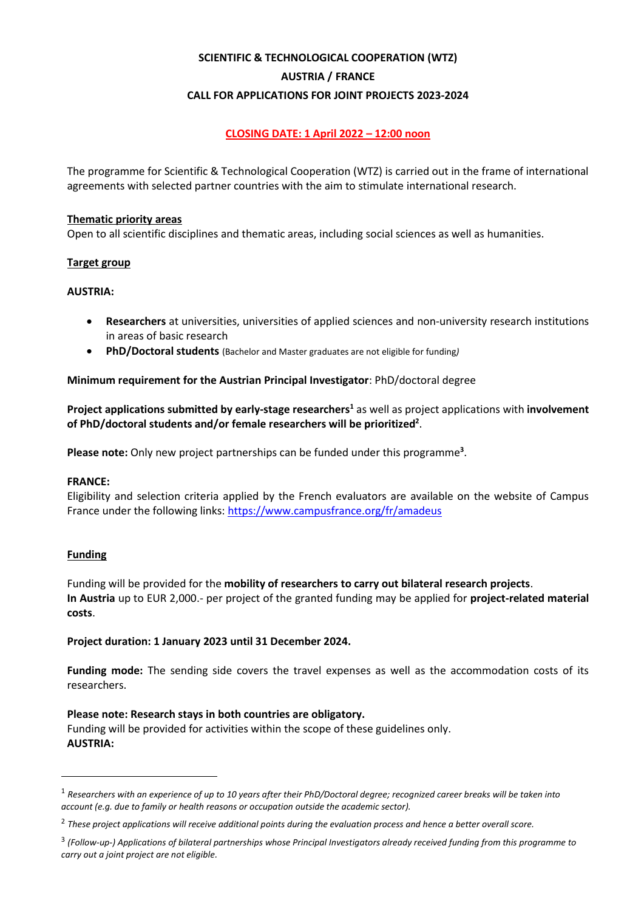# SCIENTIFIC & TECHNOLOGICAL COOPERATION (WTZ)
# AUSTRIA / FRANCE
# CALL FOR APPLICATIONS FOR JOINT PROJECTS 2023-2024

**CLOSING DATE: 1 April 2022 – 12:00 noon**

The programme for Scientific & Technological Cooperation (WTZ) is carried out in the frame of international agreements with selected partner countries with the aim to stimulate international research.

## Thematic priority areas

Open to all scientific disciplines and thematic areas, including social sciences as well as humanities.

## Target group

**AUSTRIA:**

- **Researchers** at universities, universities of applied sciences and non-university research institutions in areas of basic research
- **PhD/Doctoral students** (Bachelor and Master graduates are not eligible for funding*)*

**Minimum requirement for the Austrian Principal Investigator**: PhD/doctoral degree

**Project applications submitted by early-stage researchers**[1] as well as project applications with **involvement of PhD/doctoral students and/or female researchers will be prioritized**[2].

**Please note:** Only new project partnerships can be funded under this programme[3].

**FRANCE:**
Eligibility and selection criteria applied by the French evaluators are available on the website of Campus France under the following links: https://www.campusfrance.org/fr/amadeus

## Funding

Funding will be provided for the **mobility of researchers to carry out bilateral research projects**.
**In Austria** up to EUR 2,000.- per project of the granted funding may be applied for **project-related material costs**.

**Project duration: 1 January 2023 until 31 December 2024.**

**Funding mode:** The sending side covers the travel expenses as well as the accommodation costs of its researchers.

**Please note: Research stays in both countries are obligatory.**
Funding will be provided for activities within the scope of these guidelines only.
**AUSTRIA:**

---

[1] *Researchers with an experience of up to 10 years after their PhD/Doctoral degree; recognized career breaks will be taken into account (e.g. due to family or health reasons or occupation outside the academic sector).*

[2] *These project applications will receive additional points during the evaluation process and hence a better overall score.*

[3] *(Follow-up-) Applications of bilateral partnerships whose Principal Investigators already received funding from this programme to carry out a joint project are not eligible.*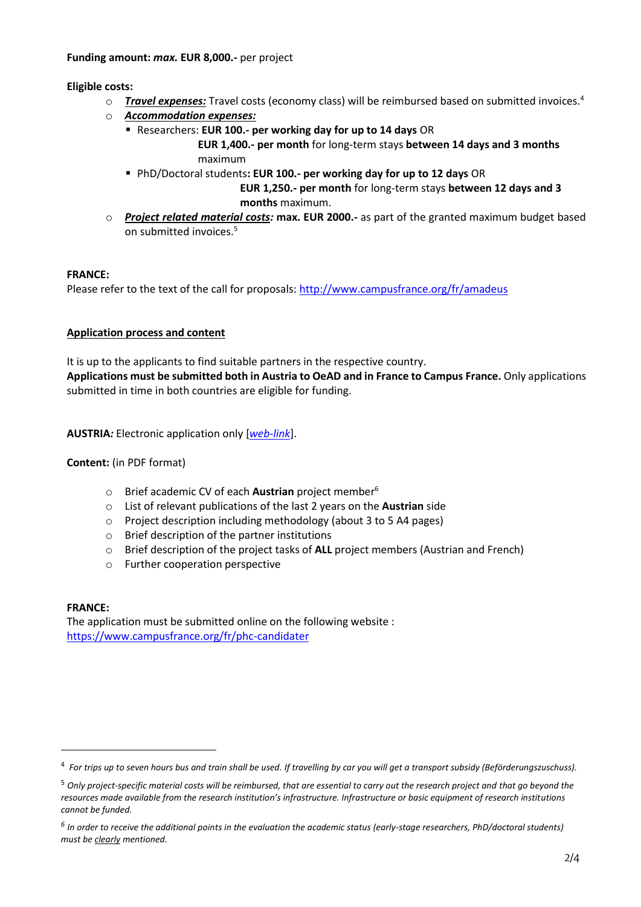**Funding amount:** ***max.*** **EUR 8,000.-** per project

**Eligible costs:**

- ***Travel expenses:*** Travel costs (economy class) will be reimbursed based on submitted invoices.[4]
- ***Accommodation expenses:***
  - Researchers: **EUR 100.- per working day for up to 14 days** OR
    **EUR 1,400.- per month** for long-term stays **between 14 days and 3 months** maximum
  - PhD/Doctoral students**: EUR 100.- per working day for up to 12 days** OR
    **EUR 1,250.- per month** for long-term stays **between 12 days and 3 months** maximum.
- ***Project related material costs:*** **max. EUR 2000.-** as part of the granted maximum budget based on submitted invoices.[5]

**FRANCE:**
Please refer to the text of the call for proposals: http://www.campusfrance.org/fr/amadeus

**Application process and content**

It is up to the applicants to find suitable partners in the respective country.
**Applications must be submitted both in Austria to OeAD and in France to Campus France.** Only applications submitted in time in both countries are eligible for funding.

**AUSTRIA*:*** Electronic application only [*web-link*].

**Content:** (in PDF format)

- Brief academic CV of each **Austrian** project member[6]
- List of relevant publications of the last 2 years on the **Austrian** side
- Project description including methodology (about 3 to 5 A4 pages)
- Brief description of the partner institutions
- Brief description of the project tasks of **ALL** project members (Austrian and French)
- Further cooperation perspective

**FRANCE:**
The application must be submitted online on the following website :
https://www.campusfrance.org/fr/phc-candidater

---

[4] *For trips up to seven hours bus and train shall be used. If travelling by car you will get a transport subsidy (Beförderungszuschuss).*

[5] *Only project-specific material costs will be reimbursed, that are essential to carry out the research project and that go beyond the resources made available from the research institution's infrastructure. Infrastructure or basic equipment of research institutions cannot be funded.*

[6] *In order to receive the additional points in the evaluation the academic status (early-stage researchers, PhD/doctoral students) must be clearly mentioned.*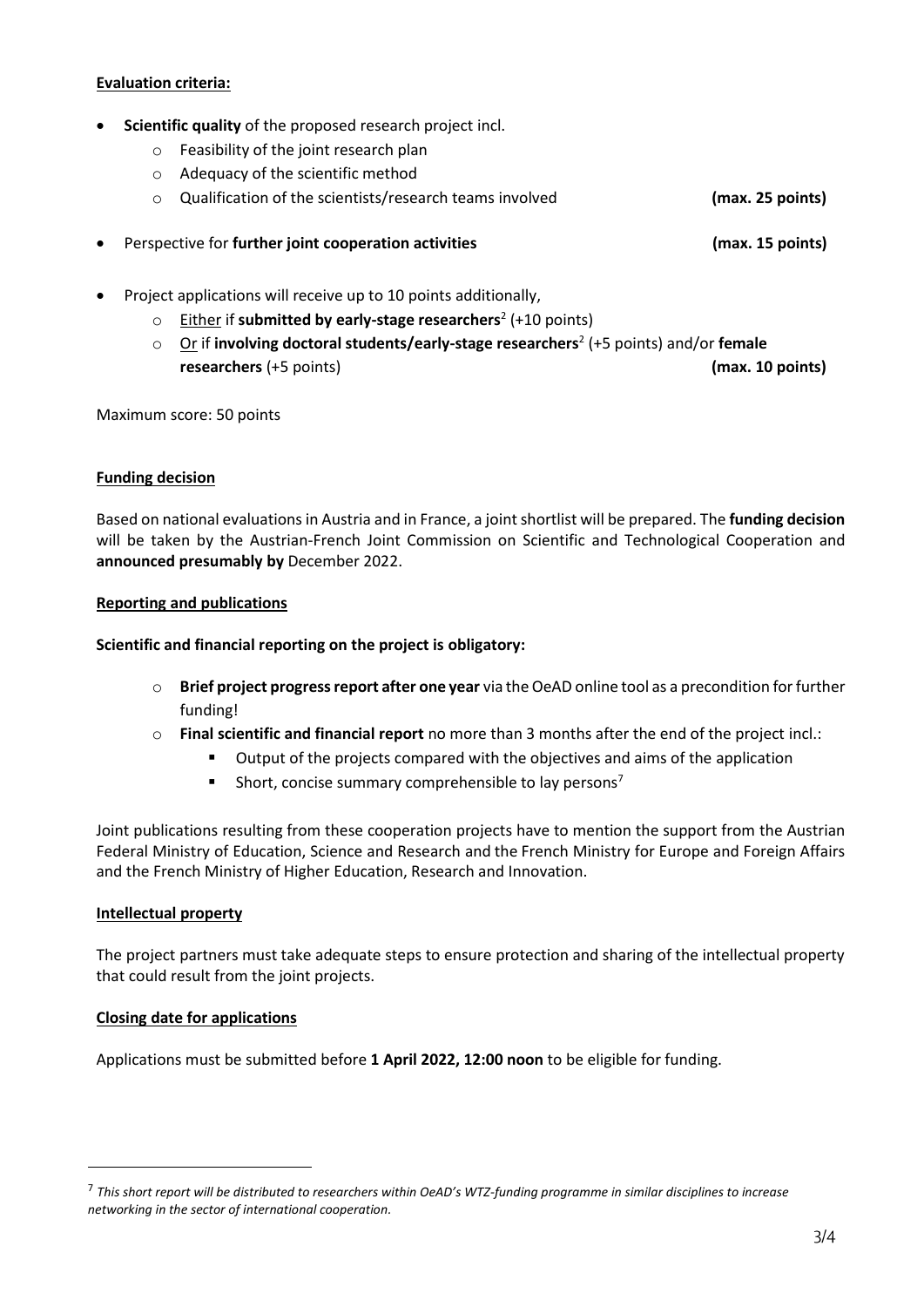**Evaluation criteria:**

- **Scientific quality** of the proposed research project incl.
  - Feasibility of the joint research plan
  - Adequacy of the scientific method
  - Qualification of the scientists/research teams involved **(max. 25 points)**
- Perspective for **further joint cooperation activities** **(max. 15 points)**
- Project applications will receive up to 10 points additionally,
  - Either if **submitted by early-stage researchers**[2] (+10 points)
  - Or if **involving doctoral students/early-stage researchers**[2] (+5 points) and/or **female researchers** (+5 points) **(max. 10 points)**

Maximum score: 50 points

**Funding decision**

Based on national evaluations in Austria and in France, a joint shortlist will be prepared. The **funding decision** will be taken by the Austrian-French Joint Commission on Scientific and Technological Cooperation and **announced presumably by** December 2022.

**Reporting and publications**

**Scientific and financial reporting on the project is obligatory:**

- **Brief project progress report after one year** via the OeAD online tool as a precondition for further funding!
- **Final scientific and financial report** no more than 3 months after the end of the project incl.:
  - Output of the projects compared with the objectives and aims of the application
  - Short, concise summary comprehensible to lay persons[7]

Joint publications resulting from these cooperation projects have to mention the support from the Austrian Federal Ministry of Education, Science and Research and the French Ministry for Europe and Foreign Affairs and the French Ministry of Higher Education, Research and Innovation.

**Intellectual property**

The project partners must take adequate steps to ensure protection and sharing of the intellectual property that could result from the joint projects.

**Closing date for applications**

Applications must be submitted before **1 April 2022, 12:00 noon** to be eligible for funding.

---

[7] *This short report will be distributed to researchers within OeAD's WTZ-funding programme in similar disciplines to increase networking in the sector of international cooperation.*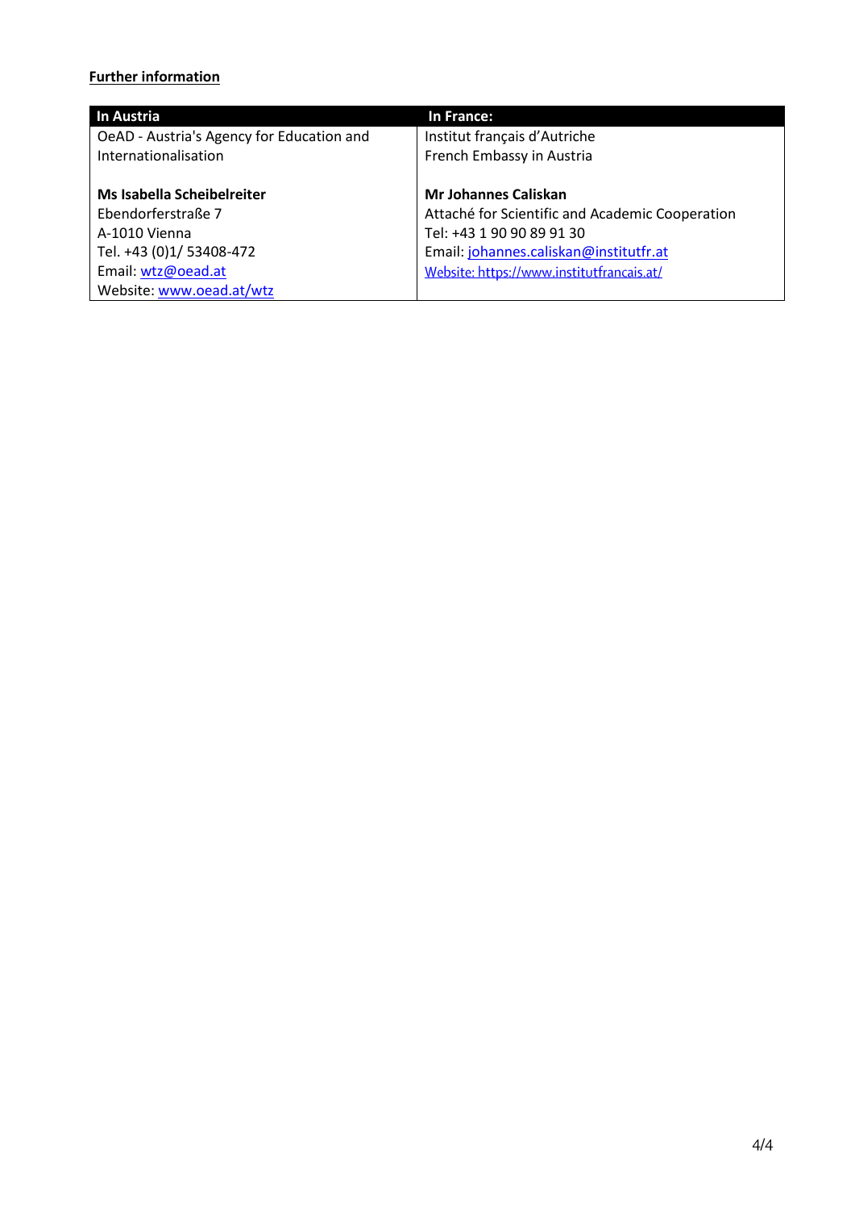**Further information**

| In Austria | In France: |
| --- | --- |
| OeAD - Austria's Agency for Education and Internationalisation<br><br>**Ms Isabella Scheibelreiter**<br>Ebendorferstraße 7<br>A-1010 Vienna<br>Tel. +43 (0)1/ 53408-472<br>Email: wtz@oead.at<br>Website: www.oead.at/wtz | Institut français d'Autriche<br>French Embassy in Austria<br><br>**Mr Johannes Caliskan**<br>Attaché for Scientific and Academic Cooperation<br>Tel: +43 1 90 90 89 91 30<br>Email: johannes.caliskan@institutfr.at<br>Website: https://www.institutfrancais.at/ |